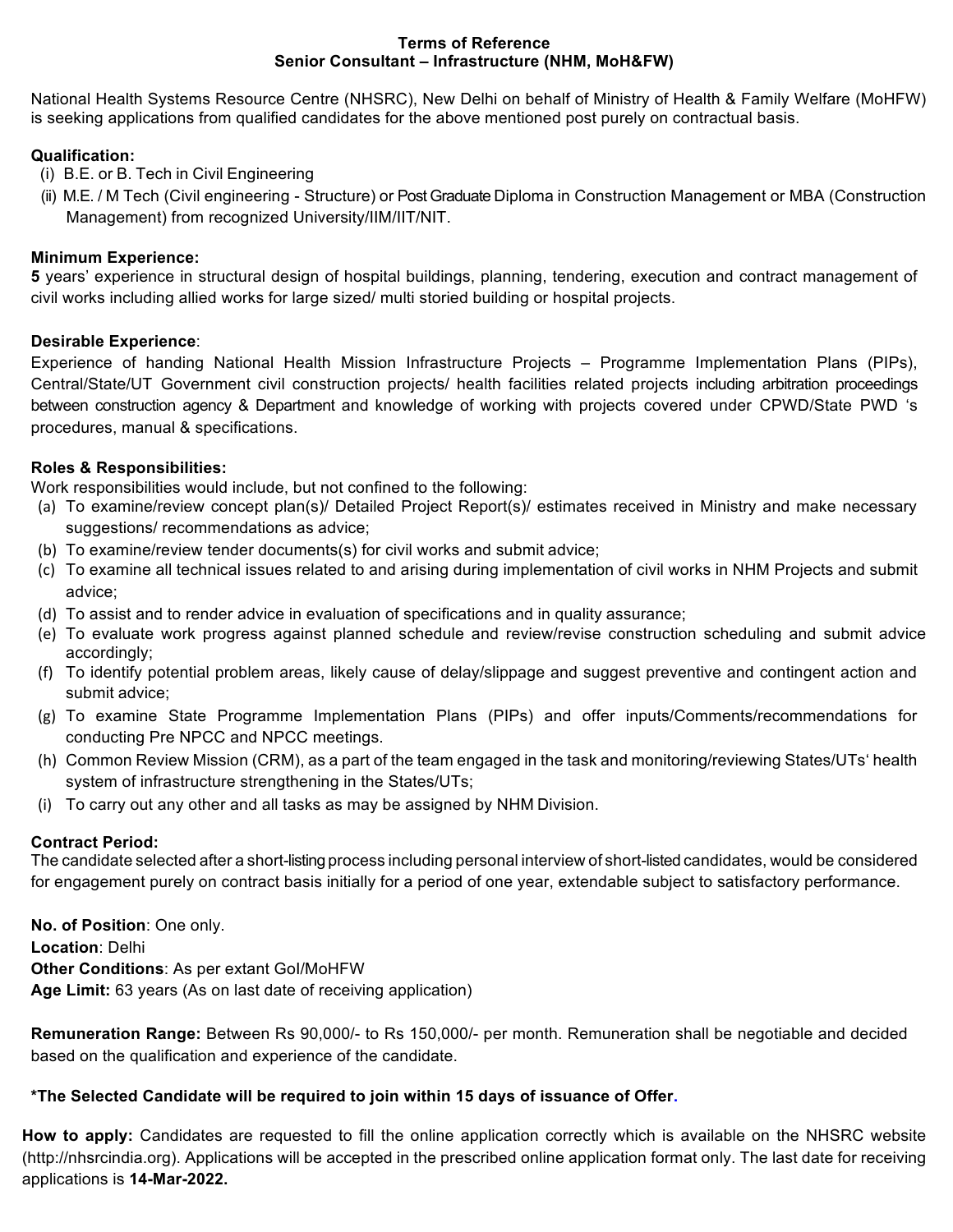# Terms of Reference
## Senior Consultant – Infrastructure (NHM, MoH&FW)

National Health Systems Resource Centre (NHSRC), New Delhi on behalf of Ministry of Health & Family Welfare (MoHFW) is seeking applications from qualified candidates for the above mentioned post purely on contractual basis.

**Qualification:**

(i) B.E. or B. Tech in Civil Engineering

(ii) M.E. / M Tech (Civil engineering - Structure) or Post Graduate Diploma in Construction Management or MBA (Construction Management) from recognized University/IIM/IIT/NIT.

**Minimum Experience:**

**5** years' experience in structural design of hospital buildings, planning, tendering, execution and contract management of civil works including allied works for large sized/ multi storied building or hospital projects.

**Desirable Experience**:

Experience of handing National Health Mission Infrastructure Projects – Programme Implementation Plans (PIPs), Central/State/UT Government civil construction projects/ health facilities related projects including arbitration proceedings between construction agency & Department and knowledge of working with projects covered under CPWD/State PWD 's procedures, manual & specifications.

**Roles & Responsibilities:**

Work responsibilities would include, but not confined to the following:

(a) To examine/review concept plan(s)/ Detailed Project Report(s)/ estimates received in Ministry and make necessary suggestions/ recommendations as advice;

(b) To examine/review tender documents(s) for civil works and submit advice;

(c) To examine all technical issues related to and arising during implementation of civil works in NHM Projects and submit advice;

(d) To assist and to render advice in evaluation of specifications and in quality assurance;

(e) To evaluate work progress against planned schedule and review/revise construction scheduling and submit advice accordingly;

(f) To identify potential problem areas, likely cause of delay/slippage and suggest preventive and contingent action and submit advice;

(g) To examine State Programme Implementation Plans (PIPs) and offer inputs/Comments/recommendations for conducting Pre NPCC and NPCC meetings.

(h) Common Review Mission (CRM), as a part of the team engaged in the task and monitoring/reviewing States/UTs' health system of infrastructure strengthening in the States/UTs;

(i) To carry out any other and all tasks as may be assigned by NHM Division.

**Contract Period:**

The candidate selected after a short-listing process including personal interview of short-listed candidates, would be considered for engagement purely on contract basis initially for a period of one year, extendable subject to satisfactory performance.

**No. of Position**: One only.
**Location**: Delhi
**Other Conditions**: As per extant GoI/MoHFW
**Age Limit:** 63 years (As on last date of receiving application)

**Remuneration Range:** Between Rs 90,000/- to Rs 150,000/- per month. Remuneration shall be negotiable and decided based on the qualification and experience of the candidate.

**\*The Selected Candidate will be required to join within 15 days of issuance of Offer.**

**How to apply:** Candidates are requested to fill the online application correctly which is available on the NHSRC website (http://nhsrcindia.org). Applications will be accepted in the prescribed online application format only. The last date for receiving applications is **14-Mar-2022.**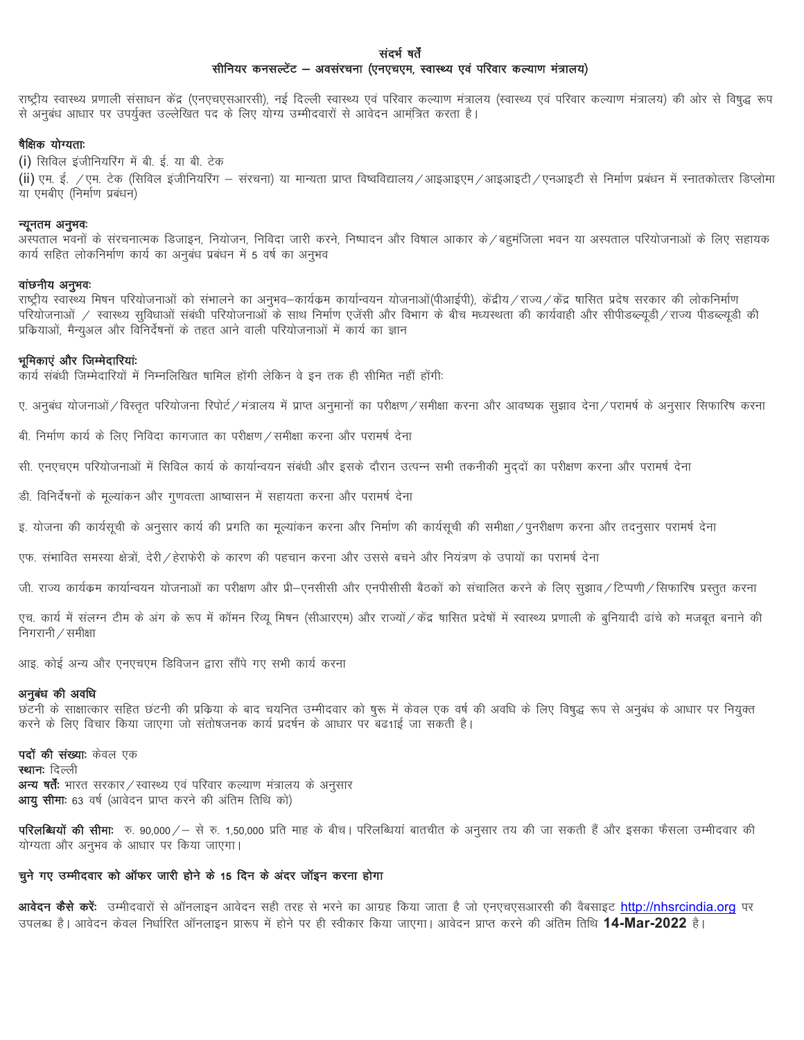## संदर्भ षर्तें

### सीनियर कनसल्टेंट – अवसंरचना (एनएचएम, स्वास्थ्य एवं परिवार कल्याण मंत्रालय)

राष्ट्रीय स्वास्थ्य प्रणाली संसाधन केंद्र (एनएचएसआरसी), नई दिल्ली स्वास्थ्य एवं परिवार कल्याण मंत्रालय (स्वास्थ्य एवं परिवार कल्याण मंत्रालय) की ओर से विषुद्ध रूप से अनुबंध आधार पर उपर्युक्त उल्लेखित पद के लिए योग्य उम्मीदवारों से आवेदन आमंत्रित करता है।

**षैक्षिक योग्यताः**

(i) सिविल इंजीनियरिंग में बी. ई. या बी. टेक

(ii) एम. ई. /एम. टेक (सिविल इंजीनियरिंग – संरचना) या मान्यता प्राप्त विष्वविद्यालय/आइआइएम/आइआइटी/एनआइटी से निर्माण प्रबंधन में स्नातकोत्तर डिप्लोमा या एमबीए (निर्माण प्रबंधन)

**न्यूनतम अनुभवः**

अस्पताल भवनों के संरचनात्मक डिजाइन, नियोजन, निविदा जारी करने, निष्पादन और विषाल आकार के/बहुमंजिला भवन या अस्पताल परियोजनाओं के लिए सहायक कार्य सहित लोकनिर्माण कार्य का अनुबंध प्रबंधन में 5 वर्ष का अनुभव

**वांछनीय अनुभवः**

राष्ट्रीय स्वास्थ्य मिषन परियोजनाओं को संभालने का अनुभव–कार्यक्रम कार्यान्वयन योजनाओं(पीआईपी), केंद्रीय/राज्य/केंद्र षासित प्रदेष सरकार की लोकनिर्माण परियोजनाओं / स्वास्थ्य सुविधाओं संबंधी परियोजनाओं के साथ निर्माण एजेंसी और विभाग के बीच मध्यस्थता की कार्यवाही और सीपीडब्ल्यूडी/राज्य पीडब्ल्यूडी की प्रकियाओं, मैन्युअल और विनिर्देषनों के तहत आने वाली परियोजनाओं में कार्य का ज्ञान

**भूमिकाएं और जिम्मेदारियांः**

कार्य संबंधी जिम्मेदारियों में निम्नलिखित षामिल होंगी लेकिन वे इन तक ही सीमित नहीं होंगीः

ए. अनुबंध योजनाओं/विस्तृत परियोजना रिपोर्ट/मंत्रालय में प्राप्त अनुमानों का परीक्षण/समीक्षा करना और आवष्यक सुझाव देना/परामर्ष के अनुसार सिफारिष करना

बी. निर्माण कार्य के लिए निविदा कागजात का परीक्षण/समीक्षा करना और परामर्ष देना

सी. एनएचएम परियोजनाओं में सिविल कार्य के कार्यान्वयन संबंधी और इसके दौरान उत्पन्न सभी तकनीकी मुद्दों का परीक्षण करना और परामर्ष देना

डी. विनिर्देषनों के मूल्यांकन और गुणवत्ता आष्वासन में सहायता करना और परामर्ष देना

इ. योजना की कार्यसूची के अनुसार कार्य की प्रगति का मूल्यांकन करना और निर्माण की कार्यसूची की समीक्षा/पुनरीक्षण करना और तदनुसार परामर्ष देना

एफ. संभावित समस्या क्षेत्रों, देरी/हेराफेरी के कारण की पहचान करना और उससे बचने और नियंत्रण के उपायों का परामर्ष देना

जी. राज्य कार्यक्रम कार्यान्वयन योजनाओं का परीक्षण और प्री–एनसीसी और एनपीसीसी बैठकों को संचालित करने के लिए सुझाव/टिप्पणी/सिफारिष प्रस्तुत करना

एच. कार्य में संलग्न टीम के अंग के रूप में कॉमन रिव्यू मिषन (सीआरएम) और राज्यों/केंद्र षासित प्रदेषों में स्वास्थ्य प्रणाली के बुनियादी ढांचे को मजबूत बनाने की निगरानी/समीक्षा

आइ. कोई अन्य और एनएचएम डिविजन द्वारा सौंपे गए सभी कार्य करना

**अनुबंध की अवधि**

छंटनी के साक्षात्कार सहित छंटनी की प्रक्रिया के बाद चयनित उम्मीदवार को षुरू में केवल एक वर्ष की अवधि के लिए विषुद्ध रूप से अनुबंध के आधार पर नियुक्त करने के लिए विचार किया जाएगा जो संतोषजनक कार्य प्रदर्षन के आधार पर बढ1ाई जा सकती है।

**पदों की संख्याः** केवल एक
**स्थानः** दिल्ली
**अन्य षर्तेंः** भारत सरकार/स्वास्थ्य एवं परिवार कल्याण मंत्रालय के अनुसार
**आयु सीमाः** 63 वर्ष (आवेदन प्राप्त करने की अंतिम तिथि को)

**परिलब्धियों की सीमाः** रु. 90,000/– से रु. 1,50,000 प्रति माह के बीच। परिलब्धियां बातचीत के अनुसार तय की जा सकती हैं और इसका फैसला उम्मीदवार की योग्यता और अनुभव के आधार पर किया जाएगा।

**चुने गए उम्मीदवार को ऑफर जारी होने के 15 दिन के अंदर जॉइन करना होगा**

**आवेदन कैसे करेंः** उम्मीदवारों से ऑनलाइन आवेदन सही तरह से भरने का आग्रह किया जाता है जो एनएचएसआरसी की वैबसाइट http://nhsrcindia.org पर उपलब्ध है। आवेदन केवल निर्धारित ऑनलाइन प्रारूप में होने पर ही स्वीकार किया जाएगा। आवेदन प्राप्त करने की अंतिम तिथि **14-Mar-2022** है।